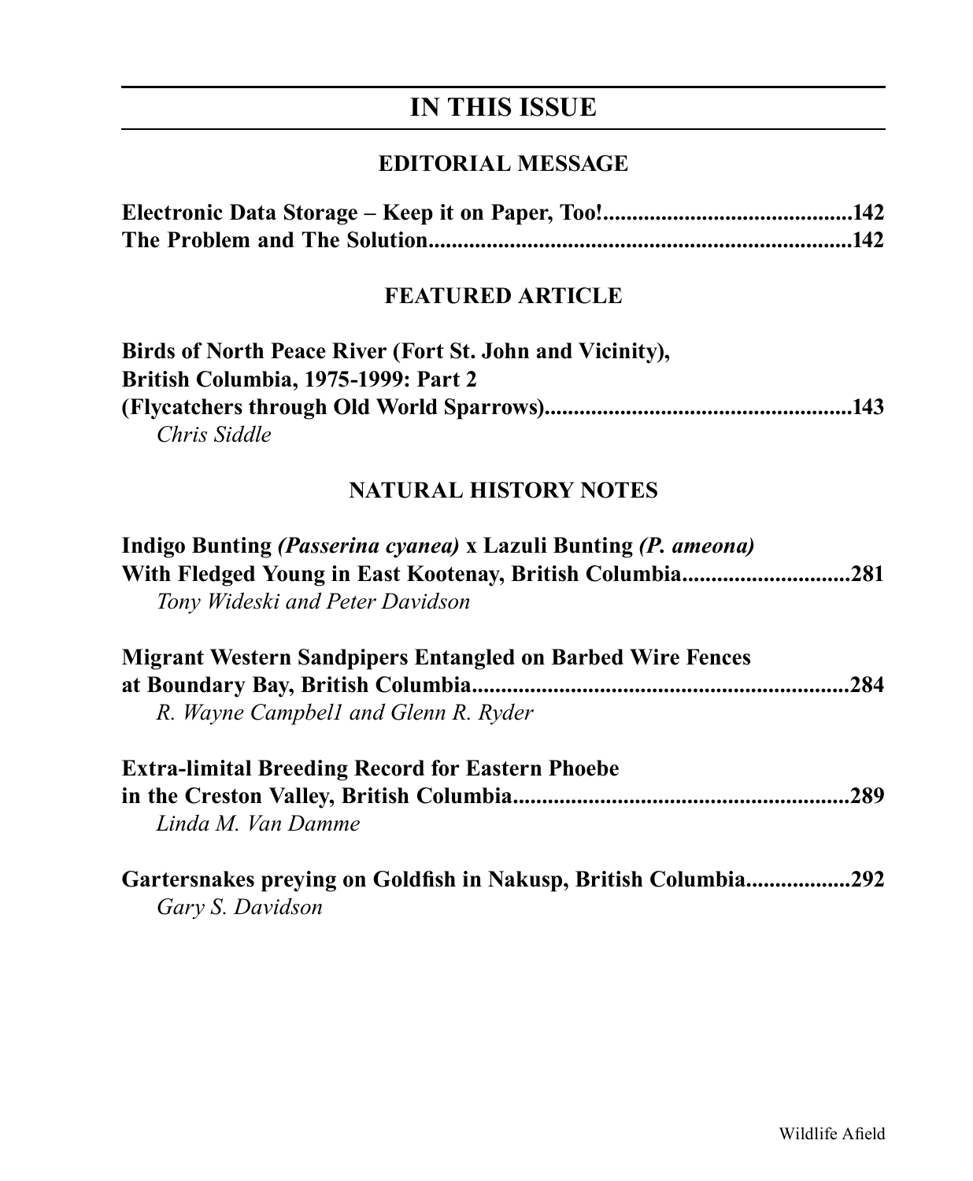# IN THIS ISSUE

## EDITORIAL MESSAGE

**Electronic Data Storage – Keep it on Paper, Too!...........................................142**
**The Problem and The Solution..........................................................................142**

## FEATURED ARTICLE

**Birds of North Peace River (Fort St. John and Vicinity),**
**British Columbia, 1975-1999: Part 2**
**(Flycatchers through Old World Sparrows).....................................................143**
*Chris Siddle*

## NATURAL HISTORY NOTES

**Indigo Bunting *(Passerina cyanea)* x Lazuli Bunting *(P. ameona)***
**With Fledged Young in East Kootenay, British Columbia.............................281**
*Tony Wideski and Peter Davidson*

**Migrant Western Sandpipers Entangled on Barbed Wire Fences**
**at Boundary Bay, British Columbia.................................................................284**
*R. Wayne Campbel1 and Glenn R. Ryder*

**Extra-limital Breeding Record for Eastern Phoebe**
**in the Creston Valley, British Columbia...........................................................289**
*Linda M. Van Damme*

**Gartersnakes preying on Goldfish in Nakusp, British Columbia..................292**
*Gary S. Davidson*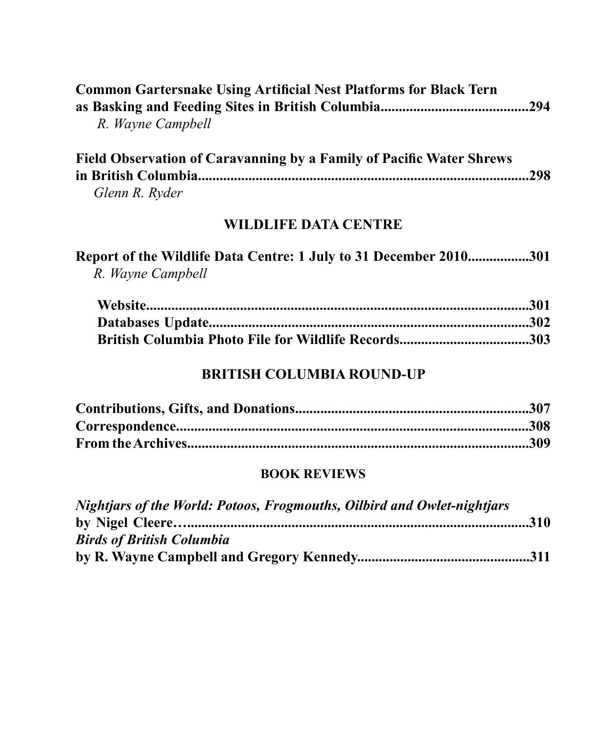**Common Gartersnake Using Artificial Nest Platforms for Black Tern as Basking and Feeding Sites in British Columbia.........................................294**
*R. Wayne Campbell*

**Field Observation of Caravanning by a Family of Pacific Water Shrews in British Columbia.............................................................................................298**
*Glenn R. Ryder*

## WILDLIFE DATA CENTRE

**Report of the Wildlife Data Centre: 1 July to 31 December 2010.................301**
*R. Wayne Campbell*

**Website...............................................................................................301**
**Databases Update.........................................................................302**
**British Columbia Photo File for Wildlife Records....................................303**

## BRITISH COLUMBIA ROUND-UP

**Contributions, Gifts, and Donations.................................................................307**
**Correspondence..................................................................................................308**
**From the Archives.................................................................................................309**

## BOOK REVIEWS

***Nightjars of the World: Potoos, Frogmouths, Oilbird and Owlet-nightjars***
**by Nigel Cleere….................................................................................................310**
***Birds of British Columbia***
**by R. Wayne Campbell and Gregory Kennedy................................................311**